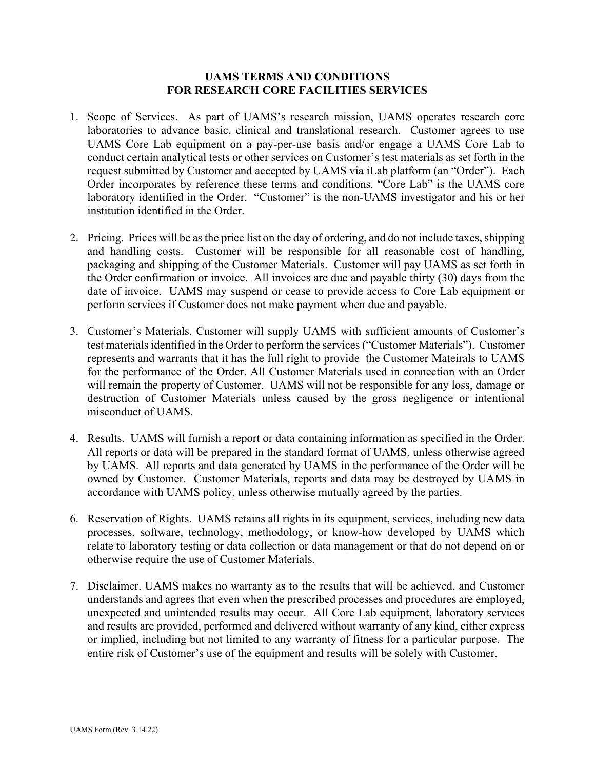# UAMS TERMS AND CONDITIONS
# FOR RESEARCH CORE FACILITIES SERVICES

1. Scope of Services. As part of UAMS's research mission, UAMS operates research core laboratories to advance basic, clinical and translational research. Customer agrees to use UAMS Core Lab equipment on a pay-per-use basis and/or engage a UAMS Core Lab to conduct certain analytical tests or other services on Customer's test materials as set forth in the request submitted by Customer and accepted by UAMS via iLab platform (an "Order"). Each Order incorporates by reference these terms and conditions. "Core Lab" is the UAMS core laboratory identified in the Order. "Customer" is the non-UAMS investigator and his or her institution identified in the Order.

2. Pricing. Prices will be as the price list on the day of ordering, and do not include taxes, shipping and handling costs. Customer will be responsible for all reasonable cost of handling, packaging and shipping of the Customer Materials. Customer will pay UAMS as set forth in the Order confirmation or invoice. All invoices are due and payable thirty (30) days from the date of invoice. UAMS may suspend or cease to provide access to Core Lab equipment or perform services if Customer does not make payment when due and payable.

3. Customer's Materials. Customer will supply UAMS with sufficient amounts of Customer's test materials identified in the Order to perform the services ("Customer Materials"). Customer represents and warrants that it has the full right to provide the Customer Mateirals to UAMS for the performance of the Order. All Customer Materials used in connection with an Order will remain the property of Customer. UAMS will not be responsible for any loss, damage or destruction of Customer Materials unless caused by the gross negligence or intentional misconduct of UAMS.

4. Results. UAMS will furnish a report or data containing information as specified in the Order. All reports or data will be prepared in the standard format of UAMS, unless otherwise agreed by UAMS. All reports and data generated by UAMS in the performance of the Order will be owned by Customer. Customer Materials, reports and data may be destroyed by UAMS in accordance with UAMS policy, unless otherwise mutually agreed by the parties.

6. Reservation of Rights. UAMS retains all rights in its equipment, services, including new data processes, software, technology, methodology, or know-how developed by UAMS which relate to laboratory testing or data collection or data management or that do not depend on or otherwise require the use of Customer Materials.

7. Disclaimer. UAMS makes no warranty as to the results that will be achieved, and Customer understands and agrees that even when the prescribed processes and procedures are employed, unexpected and unintended results may occur. All Core Lab equipment, laboratory services and results are provided, performed and delivered without warranty of any kind, either express or implied, including but not limited to any warranty of fitness for a particular purpose. The entire risk of Customer's use of the equipment and results will be solely with Customer.

UAMS Form (Rev. 3.14.22)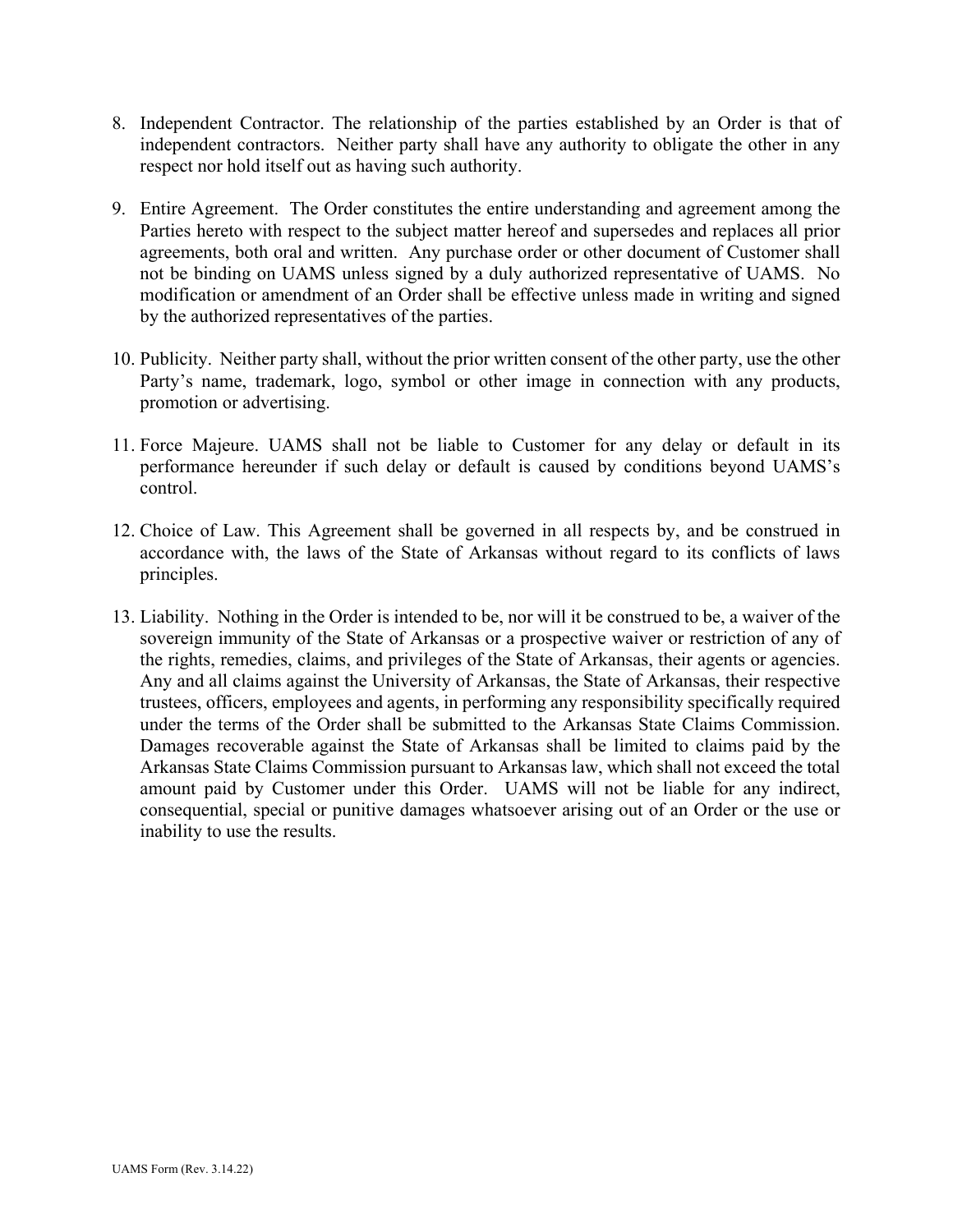8. Independent Contractor. The relationship of the parties established by an Order is that of independent contractors. Neither party shall have any authority to obligate the other in any respect nor hold itself out as having such authority.

9. Entire Agreement. The Order constitutes the entire understanding and agreement among the Parties hereto with respect to the subject matter hereof and supersedes and replaces all prior agreements, both oral and written. Any purchase order or other document of Customer shall not be binding on UAMS unless signed by a duly authorized representative of UAMS. No modification or amendment of an Order shall be effective unless made in writing and signed by the authorized representatives of the parties.

10. Publicity. Neither party shall, without the prior written consent of the other party, use the other Party's name, trademark, logo, symbol or other image in connection with any products, promotion or advertising.

11. Force Majeure. UAMS shall not be liable to Customer for any delay or default in its performance hereunder if such delay or default is caused by conditions beyond UAMS's control.

12. Choice of Law. This Agreement shall be governed in all respects by, and be construed in accordance with, the laws of the State of Arkansas without regard to its conflicts of laws principles.

13. Liability. Nothing in the Order is intended to be, nor will it be construed to be, a waiver of the sovereign immunity of the State of Arkansas or a prospective waiver or restriction of any of the rights, remedies, claims, and privileges of the State of Arkansas, their agents or agencies. Any and all claims against the University of Arkansas, the State of Arkansas, their respective trustees, officers, employees and agents, in performing any responsibility specifically required under the terms of the Order shall be submitted to the Arkansas State Claims Commission. Damages recoverable against the State of Arkansas shall be limited to claims paid by the Arkansas State Claims Commission pursuant to Arkansas law, which shall not exceed the total amount paid by Customer under this Order. UAMS will not be liable for any indirect, consequential, special or punitive damages whatsoever arising out of an Order or the use or inability to use the results.

UAMS Form (Rev. 3.14.22)